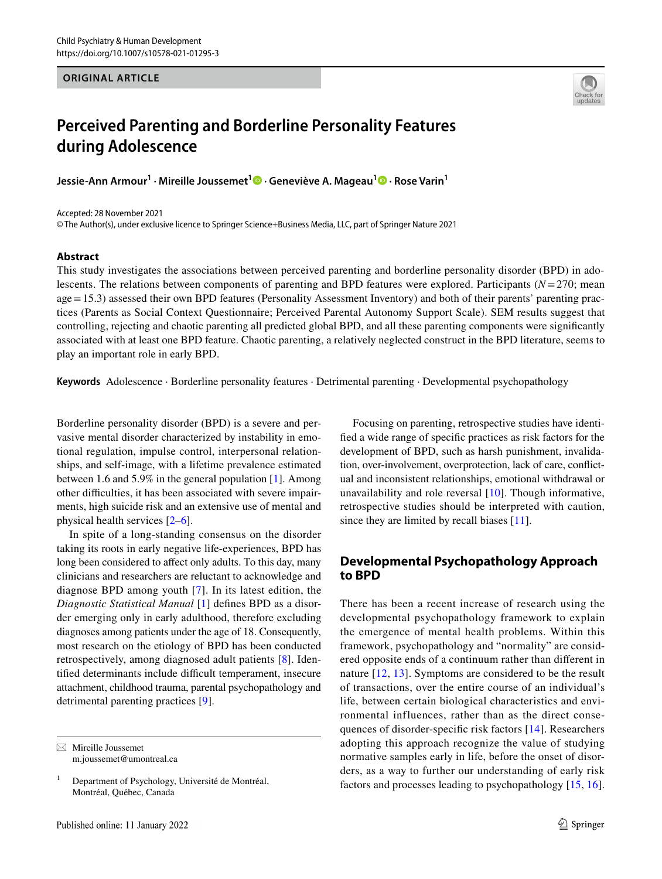ORIGINAL ARTICLE

# Perceived Parenting and Borderline Personality Features during Adolescence

**Jessie-Ann Armour[1] · Mireille Joussemet[1] · Geneviève A. Mageau[1] · Rose Varin[1]**

Accepted: 28 November 2021
© The Author(s), under exclusive licence to Springer Science+Business Media, LLC, part of Springer Nature 2021

## Abstract

This study investigates the associations between perceived parenting and borderline personality disorder (BPD) in adolescents. The relations between components of parenting and BPD features were explored. Participants ($N=270$; mean age = 15.3) assessed their own BPD features (Personality Assessment Inventory) and both of their parents' parenting practices (Parents as Social Context Questionnaire; Perceived Parental Autonomy Support Scale). SEM results suggest that controlling, rejecting and chaotic parenting all predicted global BPD, and all these parenting components were significantly associated with at least one BPD feature. Chaotic parenting, a relatively neglected construct in the BPD literature, seems to play an important role in early BPD.

**Keywords** Adolescence · Borderline personality features · Detrimental parenting · Developmental psychopathology

Borderline personality disorder (BPD) is a severe and pervasive mental disorder characterized by instability in emotional regulation, impulse control, interpersonal relationships, and self-image, with a lifetime prevalence estimated between 1.6 and 5.9% in the general population [1]. Among other difficulties, it has been associated with severe impairments, high suicide risk and an extensive use of mental and physical health services [2–6].

In spite of a long-standing consensus on the disorder taking its roots in early negative life-experiences, BPD has long been considered to affect only adults. To this day, many clinicians and researchers are reluctant to acknowledge and diagnose BPD among youth [7]. In its latest edition, the *Diagnostic Statistical Manual* [1] defines BPD as a disorder emerging only in early adulthood, therefore excluding diagnoses among patients under the age of 18. Consequently, most research on the etiology of BPD has been conducted retrospectively, among diagnosed adult patients [8]. Identified determinants include difficult temperament, insecure attachment, childhood trauma, parental psychopathology and detrimental parenting practices [9].

Focusing on parenting, retrospective studies have identified a wide range of specific practices as risk factors for the development of BPD, such as harsh punishment, invalidation, over-involvement, overprotection, lack of care, conflictual and inconsistent relationships, emotional withdrawal or unavailability and role reversal [10]. Though informative, retrospective studies should be interpreted with caution, since they are limited by recall biases [11].

## Developmental Psychopathology Approach to BPD

There has been a recent increase of research using the developmental psychopathology framework to explain the emergence of mental health problems. Within this framework, psychopathology and "normality" are considered opposite ends of a continuum rather than different in nature [12, 13]. Symptoms are considered to be the result of transactions, over the entire course of an individual's life, between certain biological characteristics and environmental influences, rather than as the direct consequences of disorder-specific risk factors [14]. Researchers adopting this approach recognize the value of studying normative samples early in life, before the onset of disorders, as a way to further our understanding of early risk factors and processes leading to psychopathology [15, 16].

✉ Mireille Joussemet
m.joussemet@umontreal.ca

[1] Department of Psychology, Université de Montréal, Montréal, Québec, Canada

Published online: 11 January 2022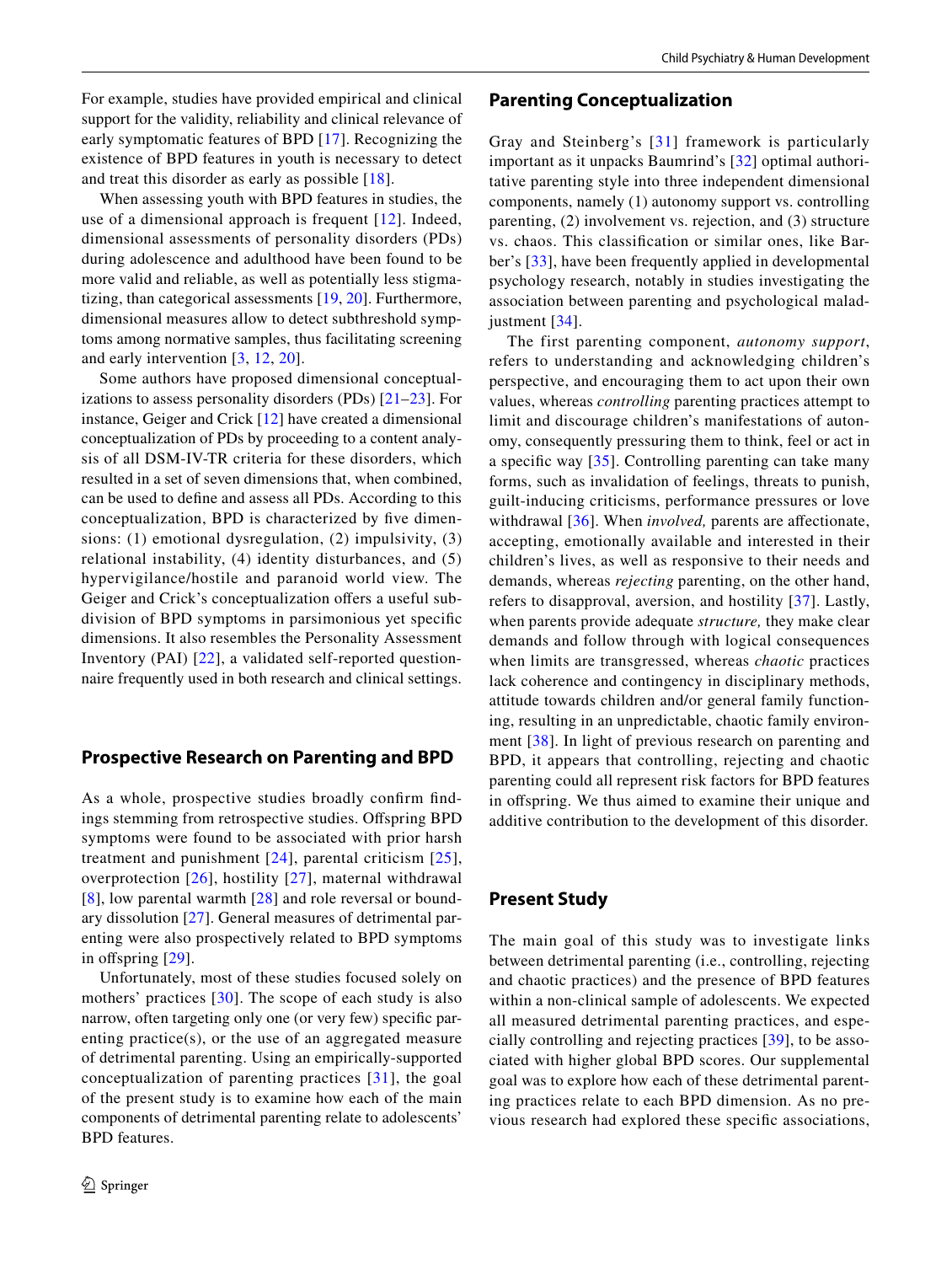For example, studies have provided empirical and clinical support for the validity, reliability and clinical relevance of early symptomatic features of BPD [17]. Recognizing the existence of BPD features in youth is necessary to detect and treat this disorder as early as possible [18].

When assessing youth with BPD features in studies, the use of a dimensional approach is frequent [12]. Indeed, dimensional assessments of personality disorders (PDs) during adolescence and adulthood have been found to be more valid and reliable, as well as potentially less stigmatizing, than categorical assessments [19, 20]. Furthermore, dimensional measures allow to detect subthreshold symptoms among normative samples, thus facilitating screening and early intervention [3, 12, 20].

Some authors have proposed dimensional conceptualizations to assess personality disorders (PDs) [21–23]. For instance, Geiger and Crick [12] have created a dimensional conceptualization of PDs by proceeding to a content analysis of all DSM-IV-TR criteria for these disorders, which resulted in a set of seven dimensions that, when combined, can be used to define and assess all PDs. According to this conceptualization, BPD is characterized by five dimensions: (1) emotional dysregulation, (2) impulsivity, (3) relational instability, (4) identity disturbances, and (5) hypervigilance/hostile and paranoid world view. The Geiger and Crick's conceptualization offers a useful subdivision of BPD symptoms in parsimonious yet specific dimensions. It also resembles the Personality Assessment Inventory (PAI) [22], a validated self-reported questionnaire frequently used in both research and clinical settings.

## Prospective Research on Parenting and BPD

As a whole, prospective studies broadly confirm findings stemming from retrospective studies. Offspring BPD symptoms were found to be associated with prior harsh treatment and punishment [24], parental criticism [25], overprotection [26], hostility [27], maternal withdrawal [8], low parental warmth [28] and role reversal or boundary dissolution [27]. General measures of detrimental parenting were also prospectively related to BPD symptoms in offspring [29].

Unfortunately, most of these studies focused solely on mothers' practices [30]. The scope of each study is also narrow, often targeting only one (or very few) specific parenting practice(s), or the use of an aggregated measure of detrimental parenting. Using an empirically-supported conceptualization of parenting practices [31], the goal of the present study is to examine how each of the main components of detrimental parenting relate to adolescents' BPD features.

## Parenting Conceptualization

Gray and Steinberg's [31] framework is particularly important as it unpacks Baumrind's [32] optimal authoritative parenting style into three independent dimensional components, namely (1) autonomy support vs. controlling parenting, (2) involvement vs. rejection, and (3) structure vs. chaos. This classification or similar ones, like Barber's [33], have been frequently applied in developmental psychology research, notably in studies investigating the association between parenting and psychological maladjustment [34].

The first parenting component, *autonomy support*, refers to understanding and acknowledging children's perspective, and encouraging them to act upon their own values, whereas *controlling* parenting practices attempt to limit and discourage children's manifestations of autonomy, consequently pressuring them to think, feel or act in a specific way [35]. Controlling parenting can take many forms, such as invalidation of feelings, threats to punish, guilt-inducing criticisms, performance pressures or love withdrawal [36]. When *involved,* parents are affectionate, accepting, emotionally available and interested in their children's lives, as well as responsive to their needs and demands, whereas *rejecting* parenting, on the other hand, refers to disapproval, aversion, and hostility [37]. Lastly, when parents provide adequate *structure,* they make clear demands and follow through with logical consequences when limits are transgressed, whereas *chaotic* practices lack coherence and contingency in disciplinary methods, attitude towards children and/or general family functioning, resulting in an unpredictable, chaotic family environment [38]. In light of previous research on parenting and BPD, it appears that controlling, rejecting and chaotic parenting could all represent risk factors for BPD features in offspring. We thus aimed to examine their unique and additive contribution to the development of this disorder.

## Present Study

The main goal of this study was to investigate links between detrimental parenting (i.e., controlling, rejecting and chaotic practices) and the presence of BPD features within a non-clinical sample of adolescents. We expected all measured detrimental parenting practices, and especially controlling and rejecting practices [39], to be associated with higher global BPD scores. Our supplemental goal was to explore how each of these detrimental parenting practices relate to each BPD dimension. As no previous research had explored these specific associations,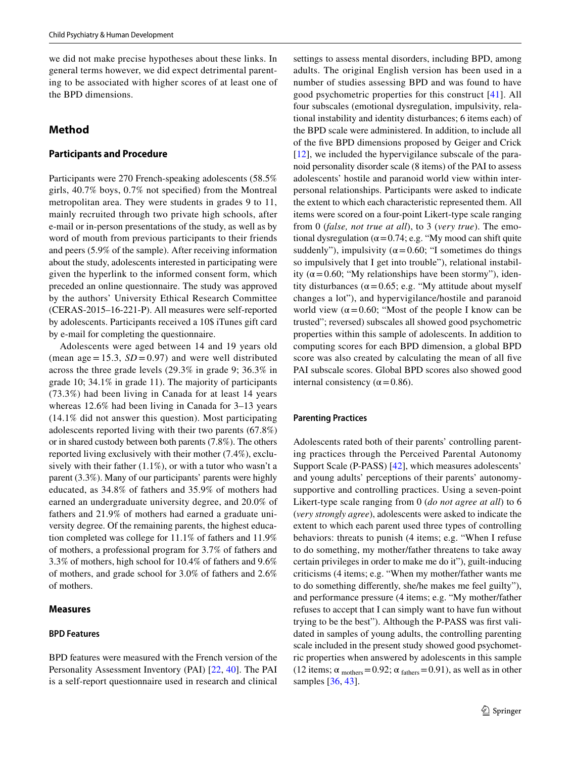we did not make precise hypotheses about these links. In general terms however, we did expect detrimental parenting to be associated with higher scores of at least one of the BPD dimensions.

## Method

### Participants and Procedure

Participants were 270 French-speaking adolescents (58.5% girls, 40.7% boys, 0.7% not specified) from the Montreal metropolitan area. They were students in grades 9 to 11, mainly recruited through two private high schools, after e-mail or in-person presentations of the study, as well as by word of mouth from previous participants to their friends and peers (5.9% of the sample). After receiving information about the study, adolescents interested in participating were given the hyperlink to the informed consent form, which preceded an online questionnaire. The study was approved by the authors' University Ethical Research Committee (CERAS-2015–16-221-P). All measures were self-reported by adolescents. Participants received a 10$ iTunes gift card by e-mail for completing the questionnaire.

Adolescents were aged between 14 and 19 years old (mean age = 15.3, *SD* = 0.97) and were well distributed across the three grade levels (29.3% in grade 9; 36.3% in grade 10; 34.1% in grade 11). The majority of participants (73.3%) had been living in Canada for at least 14 years whereas 12.6% had been living in Canada for 3–13 years (14.1% did not answer this question). Most participating adolescents reported living with their two parents (67.8%) or in shared custody between both parents (7.8%). The others reported living exclusively with their mother (7.4%), exclusively with their father (1.1%), or with a tutor who wasn't a parent (3.3%). Many of our participants' parents were highly educated, as 34.8% of fathers and 35.9% of mothers had earned an undergraduate university degree, and 20.0% of fathers and 21.9% of mothers had earned a graduate university degree. Of the remaining parents, the highest education completed was college for 11.1% of fathers and 11.9% of mothers, a professional program for 3.7% of fathers and 3.3% of mothers, high school for 10.4% of fathers and 9.6% of mothers, and grade school for 3.0% of fathers and 2.6% of mothers.

### Measures

#### BPD Features

BPD features were measured with the French version of the Personality Assessment Inventory (PAI) [22, 40]. The PAI is a self-report questionnaire used in research and clinical settings to assess mental disorders, including BPD, among adults. The original English version has been used in a number of studies assessing BPD and was found to have good psychometric properties for this construct [41]. All four subscales (emotional dysregulation, impulsivity, relational instability and identity disturbances; 6 items each) of the BPD scale were administered. In addition, to include all of the five BPD dimensions proposed by Geiger and Crick [12], we included the hypervigilance subscale of the paranoid personality disorder scale (8 items) of the PAI to assess adolescents' hostile and paranoid world view within interpersonal relationships. Participants were asked to indicate the extent to which each characteristic represented them. All items were scored on a four-point Likert-type scale ranging from 0 (*false, not true at all*), to 3 (*very true*). The emotional dysregulation ($\alpha = 0.74$; e.g. "My mood can shift quite suddenly"), impulsivity ($\alpha = 0.60$; "I sometimes do things so impulsively that I get into trouble"), relational instability ($\alpha = 0.60$; "My relationships have been stormy"), identity disturbances ($\alpha = 0.65$; e.g. "My attitude about myself changes a lot"), and hypervigilance/hostile and paranoid world view ($\alpha = 0.60$; "Most of the people I know can be trusted"; reversed) subscales all showed good psychometric properties within this sample of adolescents. In addition to computing scores for each BPD dimension, a global BPD score was also created by calculating the mean of all five PAI subscale scores. Global BPD scores also showed good internal consistency ($\alpha = 0.86$).

#### Parenting Practices

Adolescents rated both of their parents' controlling parenting practices through the Perceived Parental Autonomy Support Scale (P-PASS) [42], which measures adolescents' and young adults' perceptions of their parents' autonomy-supportive and controlling practices. Using a seven-point Likert-type scale ranging from 0 (*do not agree at all*) to 6 (*very strongly agree*), adolescents were asked to indicate the extent to which each parent used three types of controlling behaviors: threats to punish (4 items; e.g. "When I refuse to do something, my mother/father threatens to take away certain privileges in order to make me do it"), guilt-inducing criticisms (4 items; e.g. "When my mother/father wants me to do something differently, she/he makes me feel guilty"), and performance pressure (4 items; e.g. "My mother/father refuses to accept that I can simply want to have fun without trying to be the best"). Although the P-PASS was first validated in samples of young adults, the controlling parenting scale included in the present study showed good psychometric properties when answered by adolescents in this sample (12 items; $\alpha_{\text{mothers}} = 0.92$; $\alpha_{\text{fathers}} = 0.91$), as well as in other samples [36, 43].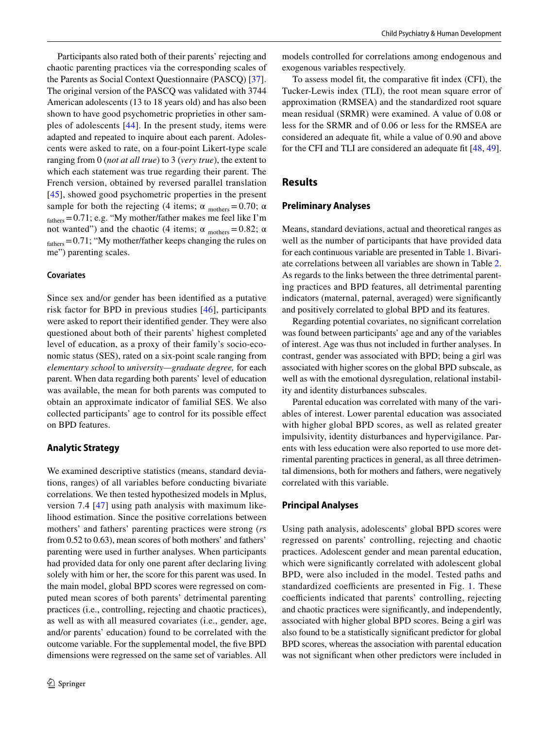Participants also rated both of their parents' rejecting and chaotic parenting practices via the corresponding scales of the Parents as Social Context Questionnaire (PASCQ) [37]. The original version of the PASCQ was validated with 3744 American adolescents (13 to 18 years old) and has also been shown to have good psychometric proprieties in other samples of adolescents [44]. In the present study, items were adapted and repeated to inquire about each parent. Adolescents were asked to rate, on a four-point Likert-type scale ranging from 0 (*not at all true*) to 3 (*very true*), the extent to which each statement was true regarding their parent. The French version, obtained by reversed parallel translation [45], showed good psychometric properties in the present sample for both the rejecting (4 items; $\alpha_{\text{mothers}} = 0.70$; $\alpha_{\text{fathers}} = 0.71$; e.g. "My mother/father makes me feel like I'm not wanted") and the chaotic (4 items; $\alpha_{\text{mothers}} = 0.82$; $\alpha_{\text{fathers}} = 0.71$; "My mother/father keeps changing the rules on me") parenting scales.

#### Covariates

Since sex and/or gender has been identified as a putative risk factor for BPD in previous studies [46], participants were asked to report their identified gender. They were also questioned about both of their parents' highest completed level of education, as a proxy of their family's socio-economic status (SES), rated on a six-point scale ranging from *elementary school* to *university—graduate degree,* for each parent. When data regarding both parents' level of education was available, the mean for both parents was computed to obtain an approximate indicator of familial SES. We also collected participants' age to control for its possible effect on BPD features.

### Analytic Strategy

We examined descriptive statistics (means, standard deviations, ranges) of all variables before conducting bivariate correlations. We then tested hypothesized models in Mplus, version 7.4 [47] using path analysis with maximum likelihood estimation. Since the positive correlations between mothers' and fathers' parenting practices were strong (*r*s from 0.52 to 0.63), mean scores of both mothers' and fathers' parenting were used in further analyses. When participants had provided data for only one parent after declaring living solely with him or her, the score for this parent was used. In the main model, global BPD scores were regressed on computed mean scores of both parents' detrimental parenting practices (i.e., controlling, rejecting and chaotic practices), as well as with all measured covariates (i.e., gender, age, and/or parents' education) found to be correlated with the outcome variable. For the supplemental model, the five BPD dimensions were regressed on the same set of variables. All models controlled for correlations among endogenous and exogenous variables respectively.

To assess model fit, the comparative fit index (CFI), the Tucker-Lewis index (TLI), the root mean square error of approximation (RMSEA) and the standardized root square mean residual (SRMR) were examined. A value of 0.08 or less for the SRMR and of 0.06 or less for the RMSEA are considered an adequate fit, while a value of 0.90 and above for the CFI and TLI are considered an adequate fit [48, 49].

## Results

### Preliminary Analyses

Means, standard deviations, actual and theoretical ranges as well as the number of participants that have provided data for each continuous variable are presented in Table 1. Bivariate correlations between all variables are shown in Table 2. As regards to the links between the three detrimental parenting practices and BPD features, all detrimental parenting indicators (maternal, paternal, averaged) were significantly and positively correlated to global BPD and its features.

Regarding potential covariates, no significant correlation was found between participants' age and any of the variables of interest. Age was thus not included in further analyses. In contrast, gender was associated with BPD; being a girl was associated with higher scores on the global BPD subscale, as well as with the emotional dysregulation, relational instability and identity disturbances subscales.

Parental education was correlated with many of the variables of interest. Lower parental education was associated with higher global BPD scores, as well as related greater impulsivity, identity disturbances and hypervigilance. Parents with less education were also reported to use more detrimental parenting practices in general, as all three detrimental dimensions, both for mothers and fathers, were negatively correlated with this variable.

### Principal Analyses

Using path analysis, adolescents' global BPD scores were regressed on parents' controlling, rejecting and chaotic practices. Adolescent gender and mean parental education, which were significantly correlated with adolescent global BPD, were also included in the model. Tested paths and standardized coefficients are presented in Fig. 1. These coefficients indicated that parents' controlling, rejecting and chaotic practices were significantly, and independently, associated with higher global BPD scores. Being a girl was also found to be a statistically significant predictor for global BPD scores, whereas the association with parental education was not significant when other predictors were included in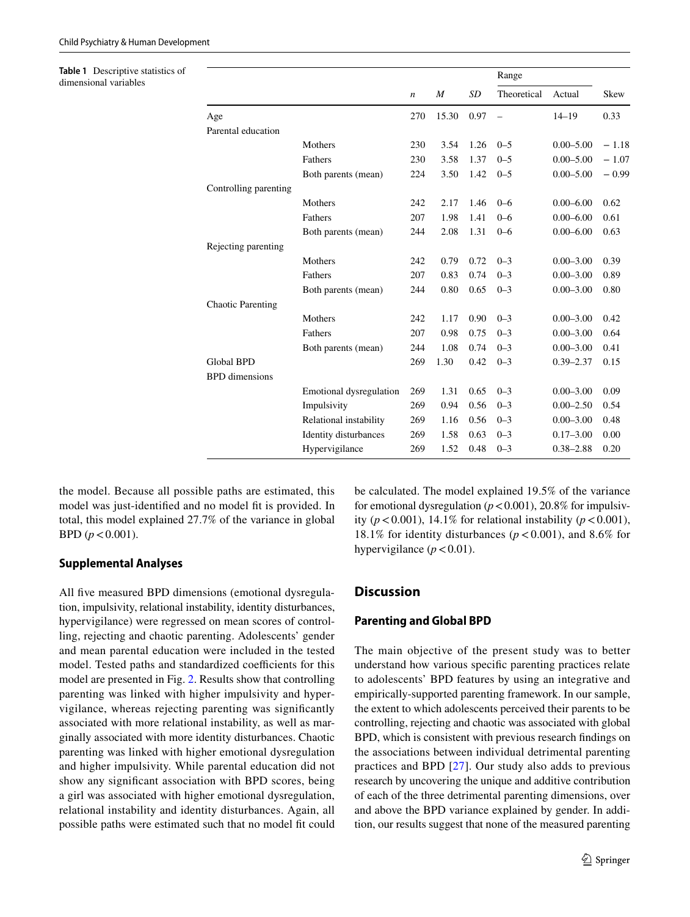**Table 1** Descriptive statistics of dimensional variables

| | | *n* | *M* | *SD* | Range | | Skew |
|---|---|---|---|---|---|---|---|
| | | | | | Theoretical | Actual | |
| Age | | 270 | 15.30 | 0.97 | – | 14–19 | 0.33 |
| Parental education | | | | | | | |
| | Mothers | 230 | 3.54 | 1.26 | 0–5 | 0.00–5.00 | − 1.18 |
| | Fathers | 230 | 3.58 | 1.37 | 0–5 | 0.00–5.00 | − 1.07 |
| | Both parents (mean) | 224 | 3.50 | 1.42 | 0–5 | 0.00–5.00 | − 0.99 |
| Controlling parenting | | | | | | | |
| | Mothers | 242 | 2.17 | 1.46 | 0–6 | 0.00–6.00 | 0.62 |
| | Fathers | 207 | 1.98 | 1.41 | 0–6 | 0.00–6.00 | 0.61 |
| | Both parents (mean) | 244 | 2.08 | 1.31 | 0–6 | 0.00–6.00 | 0.63 |
| Rejecting parenting | | | | | | | |
| | Mothers | 242 | 0.79 | 0.72 | 0–3 | 0.00–3.00 | 0.39 |
| | Fathers | 207 | 0.83 | 0.74 | 0–3 | 0.00–3.00 | 0.89 |
| | Both parents (mean) | 244 | 0.80 | 0.65 | 0–3 | 0.00–3.00 | 0.80 |
| Chaotic Parenting | | | | | | | |
| | Mothers | 242 | 1.17 | 0.90 | 0–3 | 0.00–3.00 | 0.42 |
| | Fathers | 207 | 0.98 | 0.75 | 0–3 | 0.00–3.00 | 0.64 |
| | Both parents (mean) | 244 | 1.08 | 0.74 | 0–3 | 0.00–3.00 | 0.41 |
| Global BPD | | 269 | 1.30 | 0.42 | 0–3 | 0.39–2.37 | 0.15 |
| BPD dimensions | | | | | | | |
| | Emotional dysregulation | 269 | 1.31 | 0.65 | 0–3 | 0.00–3.00 | 0.09 |
| | Impulsivity | 269 | 0.94 | 0.56 | 0–3 | 0.00–2.50 | 0.54 |
| | Relational instability | 269 | 1.16 | 0.56 | 0–3 | 0.00–3.00 | 0.48 |
| | Identity disturbances | 269 | 1.58 | 0.63 | 0–3 | 0.17–3.00 | 0.00 |
| | Hypervigilance | 269 | 1.52 | 0.48 | 0–3 | 0.38–2.88 | 0.20 |

the model. Because all possible paths are estimated, this model was just-identified and no model fit is provided. In total, this model explained 27.7% of the variance in global BPD ($p < 0.001$).

### Supplemental Analyses

All five measured BPD dimensions (emotional dysregulation, impulsivity, relational instability, identity disturbances, hypervigilance) were regressed on mean scores of controlling, rejecting and chaotic parenting. Adolescents' gender and mean parental education were included in the tested model. Tested paths and standardized coefficients for this model are presented in Fig. 2. Results show that controlling parenting was linked with higher impulsivity and hypervigilance, whereas rejecting parenting was significantly associated with more relational instability, as well as marginally associated with more identity disturbances. Chaotic parenting was linked with higher emotional dysregulation and higher impulsivity. While parental education did not show any significant association with BPD scores, being a girl was associated with higher emotional dysregulation, relational instability and identity disturbances. Again, all possible paths were estimated such that no model fit could be calculated. The model explained 19.5% of the variance for emotional dysregulation ($p < 0.001$), 20.8% for impulsivity ($p < 0.001$), 14.1% for relational instability ($p < 0.001$), 18.1% for identity disturbances ($p < 0.001$), and 8.6% for hypervigilance ($p < 0.01$).

## Discussion

### Parenting and Global BPD

The main objective of the present study was to better understand how various specific parenting practices relate to adolescents' BPD features by using an integrative and empirically-supported parenting framework. In our sample, the extent to which adolescents perceived their parents to be controlling, rejecting and chaotic was associated with global BPD, which is consistent with previous research findings on the associations between individual detrimental parenting practices and BPD [27]. Our study also adds to previous research by uncovering the unique and additive contribution of each of the three detrimental parenting dimensions, over and above the BPD variance explained by gender. In addition, our results suggest that none of the measured parenting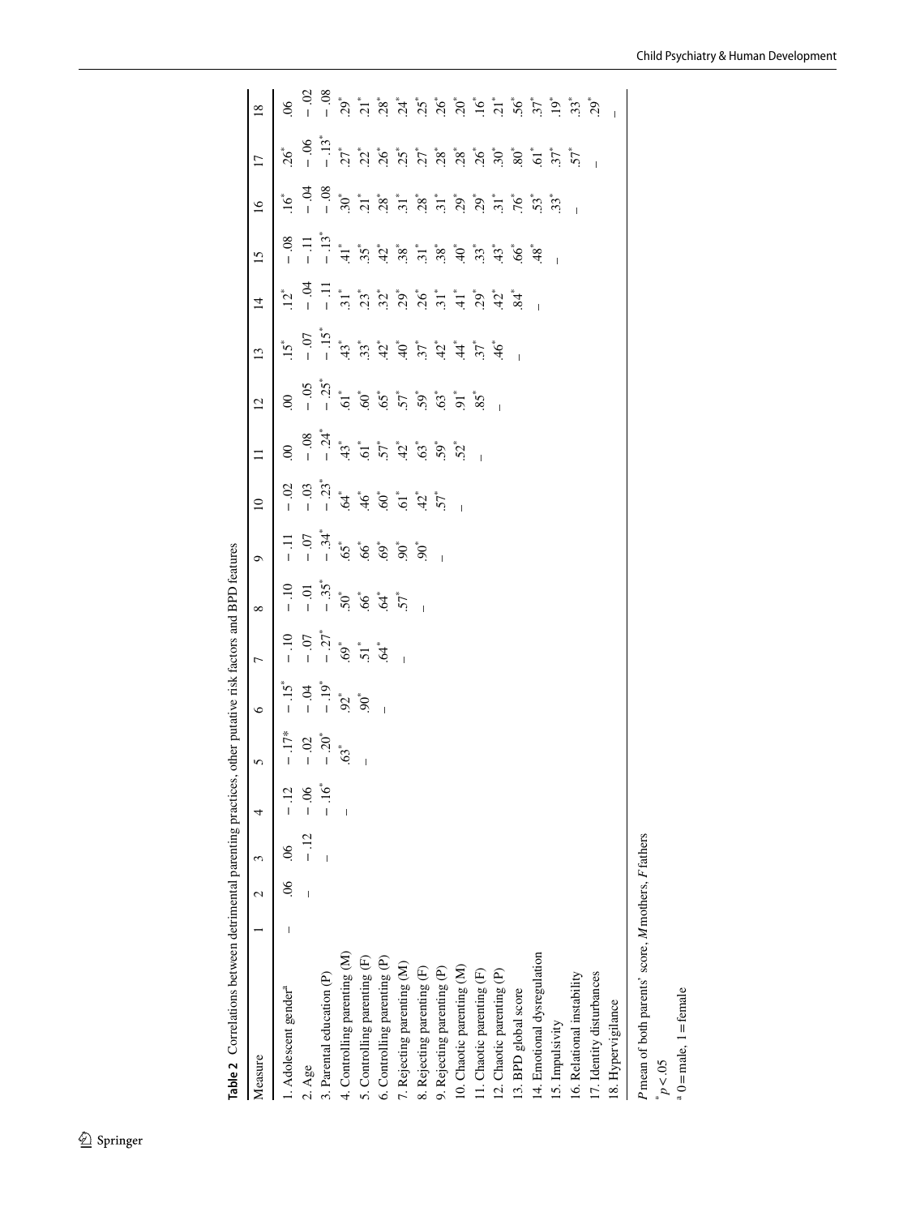**Table 2** Correlations between detrimental parenting practices, other putative risk factors and BPD features

| Measure | 1 | 2 | 3 | 4 | 5 | 6 | 7 | 8 | 9 | 10 | 11 | 12 | 13 | 14 | 15 | 16 | 17 | 18 |
|---|---|---|---|---|---|---|---|---|---|---|---|---|---|---|---|---|---|---|
| 1. Adolescent gender[a] | – | .06 | .06 | − .12 | − .17* | − .15* | − .10 | − .10 | − .11 | − .02 | .00 | .00 | .15* | .12* | − .08 | .16* | .26* | .06 |
| 2. Age | | – | − .12 | − .06 | − .02 | − .04 | − .07 | − .01 | − .07 | − .03 | − .08 | − .05 | − .07 | − .04 | − .11 | − .04 | − .06 | − .02 |
| 3. Parental education (P) | | | – | − .16* | − .20* | − .19* | − .27* | − .35* | − .34* | − .23* | − .24* | − .25* | − .15* | − .11 | − .13* | − .08 | − .13* | − .08 |
| 4. Controlling parenting (M) | | | | – | .63* | .92* | .69* | .50* | .65* | .64* | .43* | .61* | .43* | .31* | .41* | .30* | .27* | .29* |
| 5. Controlling parenting (F) | | | | | – | .90* | .51* | .66* | .66* | .46* | .61* | .60* | .33* | .23* | .35* | .21* | .22* | .21* |
| 6. Controlling parenting (P) | | | | | | – | .64* | .64* | .69* | .60* | .57* | .65* | .42* | .32* | .42* | .28* | .26* | .28* |
| 7. Rejecting parenting (M) | | | | | | | – | .57* | .90* | .61* | .42* | .57* | .40* | .29* | .38* | .31* | .25* | .24* |
| 8. Rejecting parenting (F) | | | | | | | | – | .90* | .42* | .63* | .59* | .37* | .26* | .31* | .28* | .27* | .25* |
| 9. Rejecting parenting (P) | | | | | | | | | – | .57* | .59* | .63* | .42* | .31* | .38* | .31* | .28* | .26* |
| 10. Chaotic parenting (M) | | | | | | | | | | – | .52* | .91* | .44* | .41* | .40* | .29* | .28* | .20* |
| 11. Chaotic parenting (F) | | | | | | | | | | | – | .85* | .37* | .29* | .33* | .29* | .26* | .16* |
| 12. Chaotic parenting (P) | | | | | | | | | | | | – | .46* | .42* | .43* | .31* | .30* | .21* |
| 13. BPD global score | | | | | | | | | | | | | – | .84* | .66* | .76* | .80* | .56* |
| 14. Emotional dysregulation | | | | | | | | | | | | | | – | .48* | .53* | .61* | .37* |
| 15. Impulsivity | | | | | | | | | | | | | | | – | .33* | .37* | .19* |
| 16. Relational instability | | | | | | | | | | | | | | | | – | .57* | .33* |
| 17. Identity disturbances | | | | | | | | | | | | | | | | | – | .29* |
| 18. Hypervigilance | | | | | | | | | | | | | | | | | | – |

*P* mean of both parents' score, *M* mothers, *F* fathers

\* $p < .05$

[a] 0 = male, 1 = female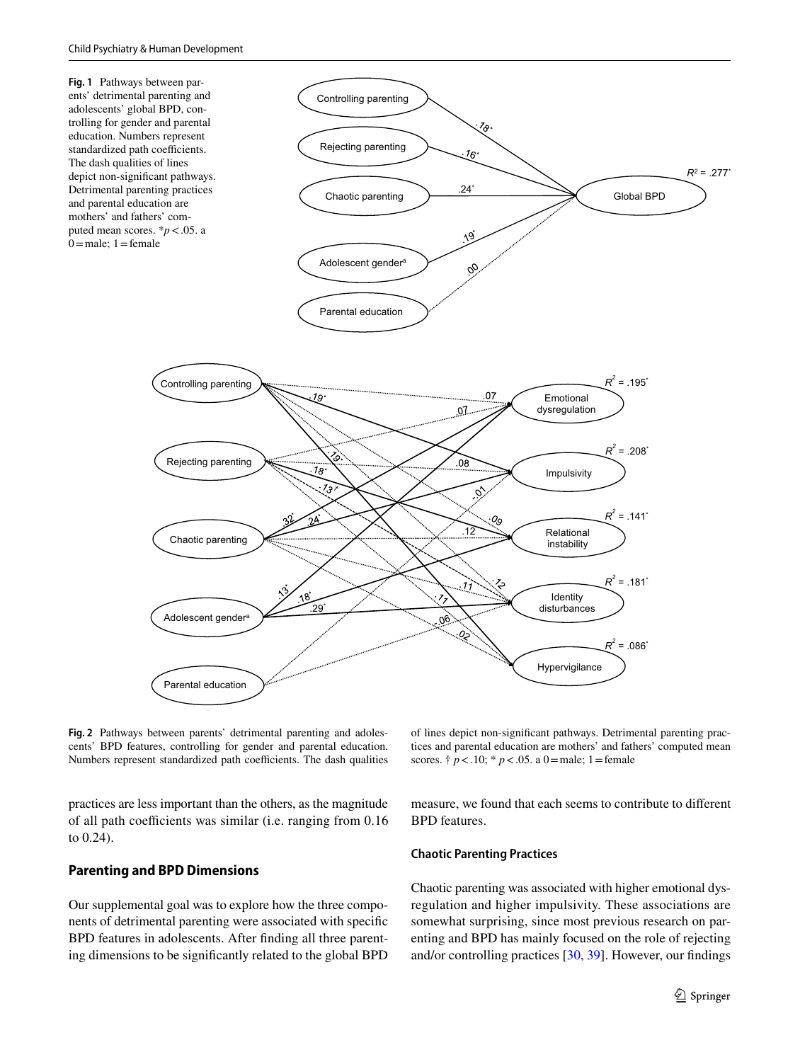**Fig. 1** Pathways between parents' detrimental parenting and adolescents' global BPD, controlling for gender and parental education. Numbers represent standardized path coefficients. The dash qualities of lines depict non-significant pathways. Detrimental parenting practices and parental education are mothers' and fathers' computed mean scores. *$p < .05$. a 0 = male; 1 = female

**Fig. 2** Pathways between parents' detrimental parenting and adolescents' BPD features, controlling for gender and parental education. Numbers represent standardized path coefficients. The dash qualities of lines depict non-significant pathways. Detrimental parenting practices and parental education are mothers' and fathers' computed mean scores. † $p < .10$; * $p < .05$. a 0 = male; 1 = female

practices are less important than the others, as the magnitude of all path coefficients was similar (i.e. ranging from 0.16 to 0.24).

## Parenting and BPD Dimensions

Our supplemental goal was to explore how the three components of detrimental parenting were associated with specific BPD features in adolescents. After finding all three parenting dimensions to be significantly related to the global BPD measure, we found that each seems to contribute to different BPD features.

### Chaotic Parenting Practices

Chaotic parenting was associated with higher emotional dysregulation and higher impulsivity. These associations are somewhat surprising, since most previous research on parenting and BPD has mainly focused on the role of rejecting and/or controlling practices [30, 39]. However, our findings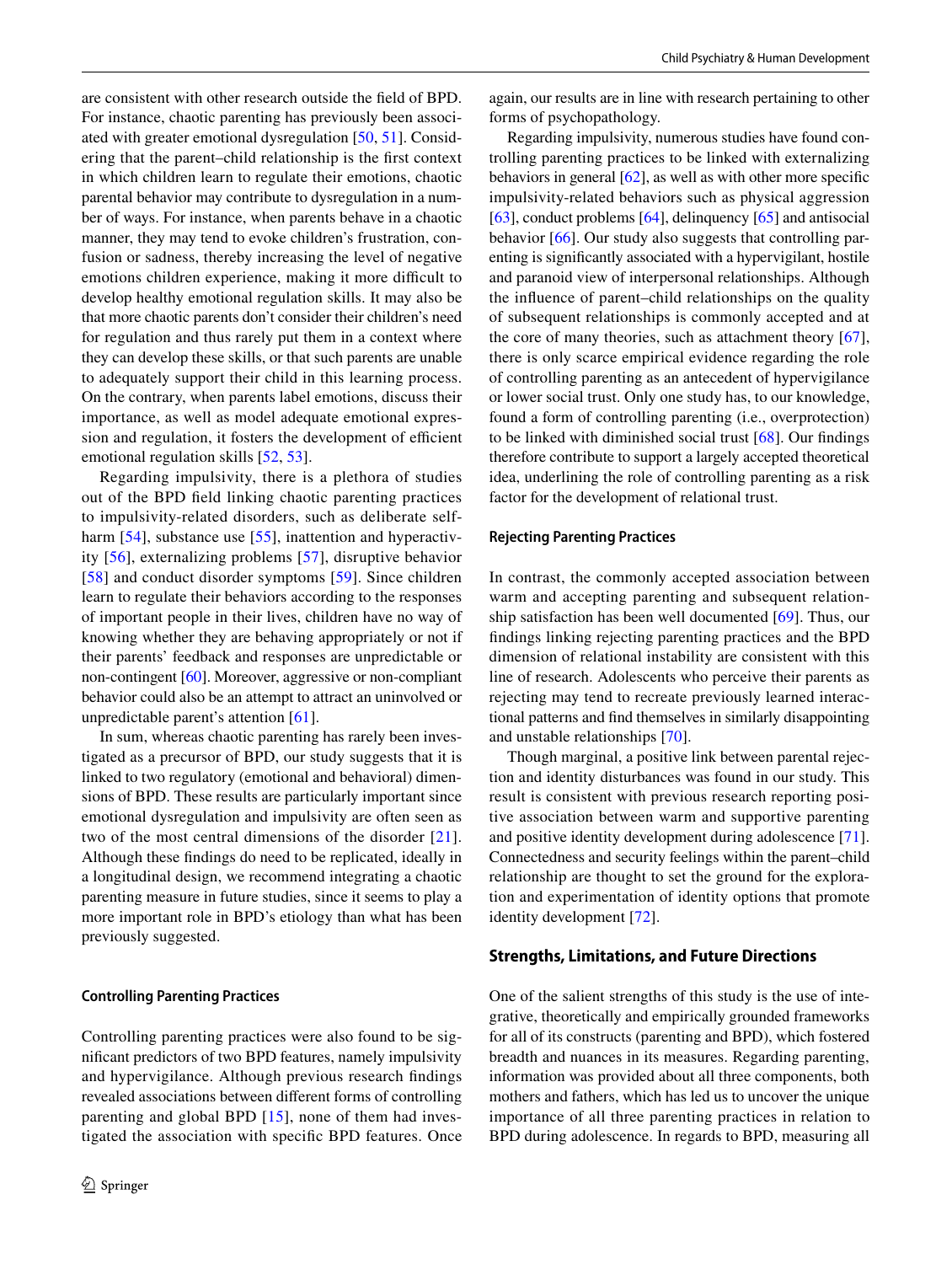are consistent with other research outside the field of BPD. For instance, chaotic parenting has previously been associated with greater emotional dysregulation [50, 51]. Considering that the parent–child relationship is the first context in which children learn to regulate their emotions, chaotic parental behavior may contribute to dysregulation in a number of ways. For instance, when parents behave in a chaotic manner, they may tend to evoke children's frustration, confusion or sadness, thereby increasing the level of negative emotions children experience, making it more difficult to develop healthy emotional regulation skills. It may also be that more chaotic parents don't consider their children's need for regulation and thus rarely put them in a context where they can develop these skills, or that such parents are unable to adequately support their child in this learning process. On the contrary, when parents label emotions, discuss their importance, as well as model adequate emotional expression and regulation, it fosters the development of efficient emotional regulation skills [52, 53].

Regarding impulsivity, there is a plethora of studies out of the BPD field linking chaotic parenting practices to impulsivity-related disorders, such as deliberate self-harm [54], substance use [55], inattention and hyperactivity [56], externalizing problems [57], disruptive behavior [58] and conduct disorder symptoms [59]. Since children learn to regulate their behaviors according to the responses of important people in their lives, children have no way of knowing whether they are behaving appropriately or not if their parents' feedback and responses are unpredictable or non-contingent [60]. Moreover, aggressive or non-compliant behavior could also be an attempt to attract an uninvolved or unpredictable parent's attention [61].

In sum, whereas chaotic parenting has rarely been investigated as a precursor of BPD, our study suggests that it is linked to two regulatory (emotional and behavioral) dimensions of BPD. These results are particularly important since emotional dysregulation and impulsivity are often seen as two of the most central dimensions of the disorder [21]. Although these findings do need to be replicated, ideally in a longitudinal design, we recommend integrating a chaotic parenting measure in future studies, since it seems to play a more important role in BPD's etiology than what has been previously suggested.

#### Controlling Parenting Practices

Controlling parenting practices were also found to be significant predictors of two BPD features, namely impulsivity and hypervigilance. Although previous research findings revealed associations between different forms of controlling parenting and global BPD [15], none of them had investigated the association with specific BPD features. Once again, our results are in line with research pertaining to other forms of psychopathology.

Regarding impulsivity, numerous studies have found controlling parenting practices to be linked with externalizing behaviors in general [62], as well as with other more specific impulsivity-related behaviors such as physical aggression [63], conduct problems [64], delinquency [65] and antisocial behavior [66]. Our study also suggests that controlling parenting is significantly associated with a hypervigilant, hostile and paranoid view of interpersonal relationships. Although the influence of parent–child relationships on the quality of subsequent relationships is commonly accepted and at the core of many theories, such as attachment theory [67], there is only scarce empirical evidence regarding the role of controlling parenting as an antecedent of hypervigilance or lower social trust. Only one study has, to our knowledge, found a form of controlling parenting (i.e., overprotection) to be linked with diminished social trust [68]. Our findings therefore contribute to support a largely accepted theoretical idea, underlining the role of controlling parenting as a risk factor for the development of relational trust.

#### Rejecting Parenting Practices

In contrast, the commonly accepted association between warm and accepting parenting and subsequent relationship satisfaction has been well documented [69]. Thus, our findings linking rejecting parenting practices and the BPD dimension of relational instability are consistent with this line of research. Adolescents who perceive their parents as rejecting may tend to recreate previously learned interactional patterns and find themselves in similarly disappointing and unstable relationships [70].

Though marginal, a positive link between parental rejection and identity disturbances was found in our study. This result is consistent with previous research reporting positive association between warm and supportive parenting and positive identity development during adolescence [71]. Connectedness and security feelings within the parent–child relationship are thought to set the ground for the exploration and experimentation of identity options that promote identity development [72].

### Strengths, Limitations, and Future Directions

One of the salient strengths of this study is the use of integrative, theoretically and empirically grounded frameworks for all of its constructs (parenting and BPD), which fostered breadth and nuances in its measures. Regarding parenting, information was provided about all three components, both mothers and fathers, which has led us to uncover the unique importance of all three parenting practices in relation to BPD during adolescence. In regards to BPD, measuring all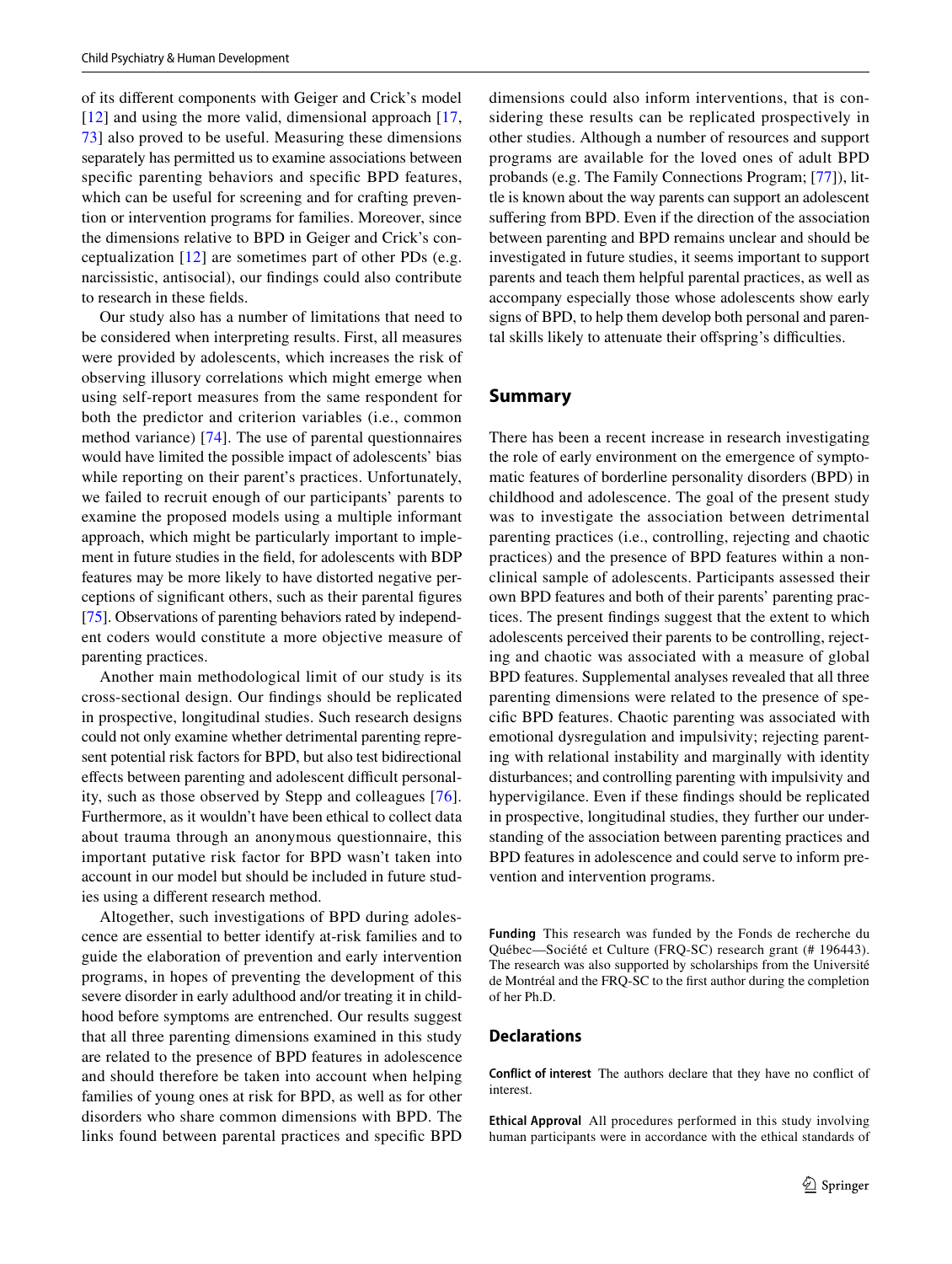of its different components with Geiger and Crick's model [12] and using the more valid, dimensional approach [17, 73] also proved to be useful. Measuring these dimensions separately has permitted us to examine associations between specific parenting behaviors and specific BPD features, which can be useful for screening and for crafting prevention or intervention programs for families. Moreover, since the dimensions relative to BPD in Geiger and Crick's conceptualization [12] are sometimes part of other PDs (e.g. narcissistic, antisocial), our findings could also contribute to research in these fields.

Our study also has a number of limitations that need to be considered when interpreting results. First, all measures were provided by adolescents, which increases the risk of observing illusory correlations which might emerge when using self-report measures from the same respondent for both the predictor and criterion variables (i.e., common method variance) [74]. The use of parental questionnaires would have limited the possible impact of adolescents' bias while reporting on their parent's practices. Unfortunately, we failed to recruit enough of our participants' parents to examine the proposed models using a multiple informant approach, which might be particularly important to implement in future studies in the field, for adolescents with BDP features may be more likely to have distorted negative perceptions of significant others, such as their parental figures [75]. Observations of parenting behaviors rated by independent coders would constitute a more objective measure of parenting practices.

Another main methodological limit of our study is its cross-sectional design. Our findings should be replicated in prospective, longitudinal studies. Such research designs could not only examine whether detrimental parenting represent potential risk factors for BPD, but also test bidirectional effects between parenting and adolescent difficult personality, such as those observed by Stepp and colleagues [76]. Furthermore, as it wouldn't have been ethical to collect data about trauma through an anonymous questionnaire, this important putative risk factor for BPD wasn't taken into account in our model but should be included in future studies using a different research method.

Altogether, such investigations of BPD during adolescence are essential to better identify at-risk families and to guide the elaboration of prevention and early intervention programs, in hopes of preventing the development of this severe disorder in early adulthood and/or treating it in childhood before symptoms are entrenched. Our results suggest that all three parenting dimensions examined in this study are related to the presence of BPD features in adolescence and should therefore be taken into account when helping families of young ones at risk for BPD, as well as for other disorders who share common dimensions with BPD. The links found between parental practices and specific BPD dimensions could also inform interventions, that is considering these results can be replicated prospectively in other studies. Although a number of resources and support programs are available for the loved ones of adult BPD probands (e.g. The Family Connections Program; [77]), little is known about the way parents can support an adolescent suffering from BPD. Even if the direction of the association between parenting and BPD remains unclear and should be investigated in future studies, it seems important to support parents and teach them helpful parental practices, as well as accompany especially those whose adolescents show early signs of BPD, to help them develop both personal and parental skills likely to attenuate their offspring's difficulties.

## Summary

There has been a recent increase in research investigating the role of early environment on the emergence of symptomatic features of borderline personality disorders (BPD) in childhood and adolescence. The goal of the present study was to investigate the association between detrimental parenting practices (i.e., controlling, rejecting and chaotic practices) and the presence of BPD features within a nonclinical sample of adolescents. Participants assessed their own BPD features and both of their parents' parenting practices. The present findings suggest that the extent to which adolescents perceived their parents to be controlling, rejecting and chaotic was associated with a measure of global BPD features. Supplemental analyses revealed that all three parenting dimensions were related to the presence of specific BPD features. Chaotic parenting was associated with emotional dysregulation and impulsivity; rejecting parenting with relational instability and marginally with identity disturbances; and controlling parenting with impulsivity and hypervigilance. Even if these findings should be replicated in prospective, longitudinal studies, they further our understanding of the association between parenting practices and BPD features in adolescence and could serve to inform prevention and intervention programs.

**Funding** This research was funded by the Fonds de recherche du Québec—Société et Culture (FRQ-SC) research grant (# 196443). The research was also supported by scholarships from the Université de Montréal and the FRQ-SC to the first author during the completion of her Ph.D.

## Declarations

**Conflict of interest** The authors declare that they have no conflict of interest.

**Ethical Approval** All procedures performed in this study involving human participants were in accordance with the ethical standards of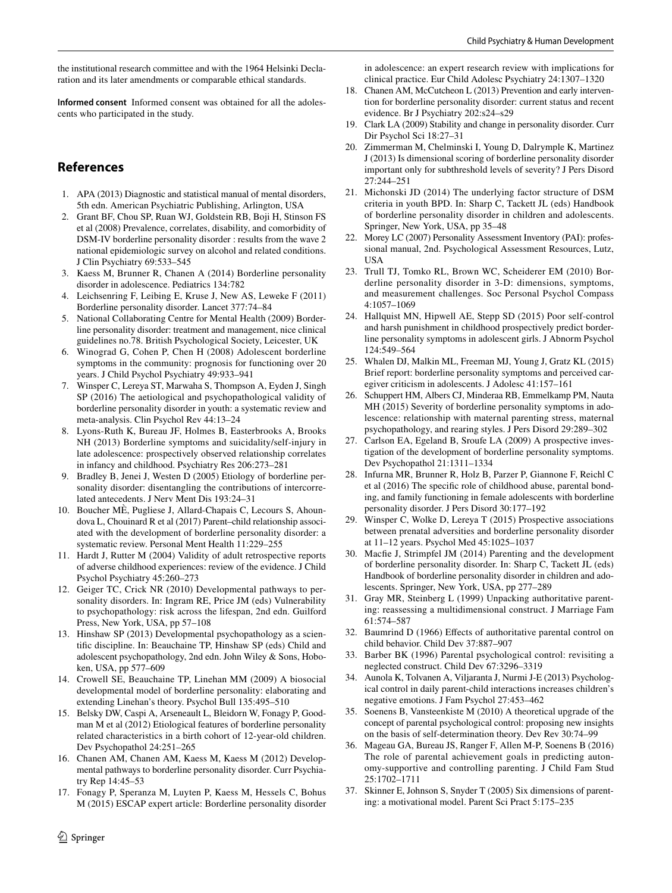the institutional research committee and with the 1964 Helsinki Declaration and its later amendments or comparable ethical standards.

**Informed consent** Informed consent was obtained for all the adolescents who participated in the study.

## References

1. APA (2013) Diagnostic and statistical manual of mental disorders, 5th edn. American Psychiatric Publishing, Arlington, USA
2. Grant BF, Chou SP, Ruan WJ, Goldstein RB, Boji H, Stinson FS et al (2008) Prevalence, correlates, disability, and comorbidity of DSM-IV borderline personality disorder : results from the wave 2 national epidemiologic survey on alcohol and related conditions. J Clin Psychiatry 69:533–545
3. Kaess M, Brunner R, Chanen A (2014) Borderline personality disorder in adolescence. Pediatrics 134:782
4. Leichsenring F, Leibing E, Kruse J, New AS, Leweke F (2011) Borderline personality disorder. Lancet 377:74–84
5. National Collaborating Centre for Mental Health (2009) Borderline personality disorder: treatment and management, nice clinical guidelines no.78. British Psychological Society, Leicester, UK
6. Winograd G, Cohen P, Chen H (2008) Adolescent borderline symptoms in the community: prognosis for functioning over 20 years. J Child Psychol Psychiatry 49:933–941
7. Winsper C, Lereya ST, Marwaha S, Thompson A, Eyden J, Singh SP (2016) The aetiological and psychopathological validity of borderline personality disorder in youth: a systematic review and meta-analysis. Clin Psychol Rev 44:13–24
8. Lyons-Ruth K, Bureau JF, Holmes B, Easterbrooks A, Brooks NH (2013) Borderline symptoms and suicidality/self-injury in late adolescence: prospectively observed relationship correlates in infancy and childhood. Psychiatry Res 206:273–281
9. Bradley B, Jenei J, Westen D (2005) Etiology of borderline personality disorder: disentangling the contributions of intercorrelated antecedents. J Nerv Ment Dis 193:24–31
10. Boucher MÈ, Pugliese J, Allard-Chapais C, Lecours S, Ahoundova L, Chouinard R et al (2017) Parent–child relationship associated with the development of borderline personality disorder: a systematic review. Personal Ment Health 11:229–255
11. Hardt J, Rutter M (2004) Validity of adult retrospective reports of adverse childhood experiences: review of the evidence. J Child Psychol Psychiatry 45:260–273
12. Geiger TC, Crick NR (2010) Developmental pathways to personality disorders. In: Ingram RE, Price JM (eds) Vulnerability to psychopathology: risk across the lifespan, 2nd edn. Guilford Press, New York, USA, pp 57–108
13. Hinshaw SP (2013) Developmental psychopathology as a scientific discipline. In: Beauchaine TP, Hinshaw SP (eds) Child and adolescent psychopathology, 2nd edn. John Wiley & Sons, Hoboken, USA, pp 577–609
14. Crowell SE, Beauchaine TP, Linehan MM (2009) A biosocial developmental model of borderline personality: elaborating and extending Linehan's theory. Psychol Bull 135:495–510
15. Belsky DW, Caspi A, Arseneault L, Bleidorn W, Fonagy P, Goodman M et al (2012) Etiological features of borderline personality related characteristics in a birth cohort of 12-year-old children. Dev Psychopathol 24:251–265
16. Chanen AM, Chanen AM, Kaess M, Kaess M (2012) Developmental pathways to borderline personality disorder. Curr Psychiatry Rep 14:45–53
17. Fonagy P, Speranza M, Luyten P, Kaess M, Hessels C, Bohus M (2015) ESCAP expert article: Borderline personality disorder in adolescence: an expert research review with implications for clinical practice. Eur Child Adolesc Psychiatry 24:1307–1320
18. Chanen AM, McCutcheon L (2013) Prevention and early intervention for borderline personality disorder: current status and recent evidence. Br J Psychiatry 202:s24–s29
19. Clark LA (2009) Stability and change in personality disorder. Curr Dir Psychol Sci 18:27–31
20. Zimmerman M, Chelminski I, Young D, Dalrymple K, Martinez J (2013) Is dimensional scoring of borderline personality disorder important only for subthreshold levels of severity? J Pers Disord 27:244–251
21. Michonski JD (2014) The underlying factor structure of DSM criteria in youth BPD. In: Sharp C, Tackett JL (eds) Handbook of borderline personality disorder in children and adolescents. Springer, New York, USA, pp 35–48
22. Morey LC (2007) Personality Assessment Inventory (PAI): professional manual, 2nd. Psychological Assessment Resources, Lutz, USA
23. Trull TJ, Tomko RL, Brown WC, Scheiderer EM (2010) Borderline personality disorder in 3-D: dimensions, symptoms, and measurement challenges. Soc Personal Psychol Compass 4:1057–1069
24. Hallquist MN, Hipwell AE, Stepp SD (2015) Poor self-control and harsh punishment in childhood prospectively predict borderline personality symptoms in adolescent girls. J Abnorm Psychol 124:549–564
25. Whalen DJ, Malkin ML, Freeman MJ, Young J, Gratz KL (2015) Brief report: borderline personality symptoms and perceived caregiver criticism in adolescents. J Adolesc 41:157–161
26. Schuppert HM, Albers CJ, Minderaa RB, Emmelkamp PM, Nauta MH (2015) Severity of borderline personality symptoms in adolescence: relationship with maternal parenting stress, maternal psychopathology, and rearing styles. J Pers Disord 29:289–302
27. Carlson EA, Egeland B, Sroufe LA (2009) A prospective investigation of the development of borderline personality symptoms. Dev Psychopathol 21:1311–1334
28. Infurna MR, Brunner R, Holz B, Parzer P, Giannone F, Reichl C et al (2016) The specific role of childhood abuse, parental bonding, and family functioning in female adolescents with borderline personality disorder. J Pers Disord 30:177–192
29. Winsper C, Wolke D, Lereya T (2015) Prospective associations between prenatal adversities and borderline personality disorder at 11–12 years. Psychol Med 45:1025–1037
30. Macfie J, Strimpfel JM (2014) Parenting and the development of borderline personality disorder. In: Sharp C, Tackett JL (eds) Handbook of borderline personality disorder in children and adolescents. Springer, New York, USA, pp 277–289
31. Gray MR, Steinberg L (1999) Unpacking authoritative parenting: reassessing a multidimensional construct. J Marriage Fam 61:574–587
32. Baumrind D (1966) Effects of authoritative parental control on child behavior. Child Dev 37:887–907
33. Barber BK (1996) Parental psychological control: revisiting a neglected construct. Child Dev 67:3296–3319
34. Aunola K, Tolvanen A, Viljaranta J, Nurmi J-E (2013) Psychological control in daily parent-child interactions increases children's negative emotions. J Fam Psychol 27:453–462
35. Soenens B, Vansteenkiste M (2010) A theoretical upgrade of the concept of parental psychological control: proposing new insights on the basis of self-determination theory. Dev Rev 30:74–99
36. Mageau GA, Bureau JS, Ranger F, Allen M-P, Soenens B (2016) The role of parental achievement goals in predicting autonomy-supportive and controlling parenting. J Child Fam Stud 25:1702–1711
37. Skinner E, Johnson S, Snyder T (2005) Six dimensions of parenting: a motivational model. Parent Sci Pract 5:175–235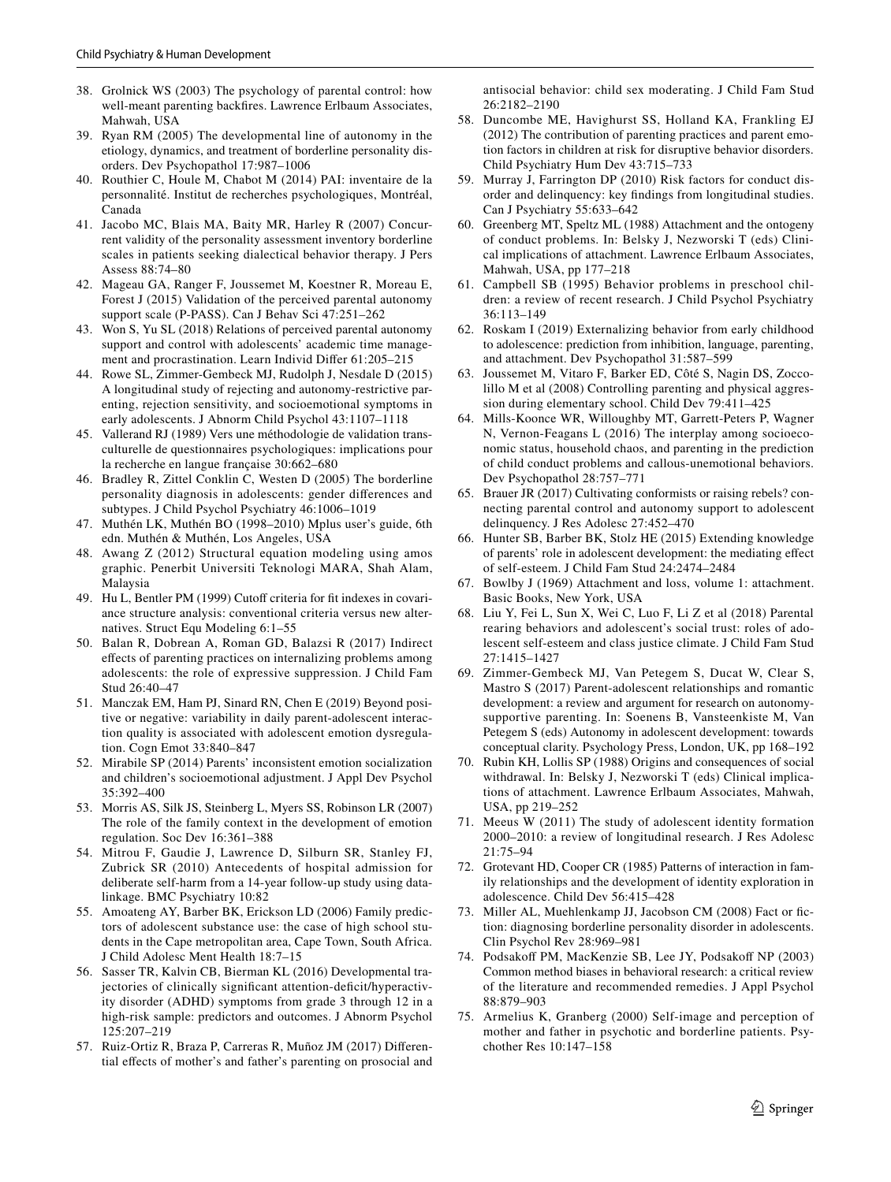38. Grolnick WS (2003) The psychology of parental control: how well-meant parenting backfires. Lawrence Erlbaum Associates, Mahwah, USA
39. Ryan RM (2005) The developmental line of autonomy in the etiology, dynamics, and treatment of borderline personality disorders. Dev Psychopathol 17:987–1006
40. Routhier C, Houle M, Chabot M (2014) PAI: inventaire de la personnalité. Institut de recherches psychologiques, Montréal, Canada
41. Jacobo MC, Blais MA, Baity MR, Harley R (2007) Concurrent validity of the personality assessment inventory borderline scales in patients seeking dialectical behavior therapy. J Pers Assess 88:74–80
42. Mageau GA, Ranger F, Joussemet M, Koestner R, Moreau E, Forest J (2015) Validation of the perceived parental autonomy support scale (P-PASS). Can J Behav Sci 47:251–262
43. Won S, Yu SL (2018) Relations of perceived parental autonomy support and control with adolescents' academic time management and procrastination. Learn Individ Differ 61:205–215
44. Rowe SL, Zimmer-Gembeck MJ, Rudolph J, Nesdale D (2015) A longitudinal study of rejecting and autonomy-restrictive parenting, rejection sensitivity, and socioemotional symptoms in early adolescents. J Abnorm Child Psychol 43:1107–1118
45. Vallerand RJ (1989) Vers une méthodologie de validation transculturelle de questionnaires psychologiques: implications pour la recherche en langue française 30:662–680
46. Bradley R, Zittel Conklin C, Westen D (2005) The borderline personality diagnosis in adolescents: gender differences and subtypes. J Child Psychol Psychiatry 46:1006–1019
47. Muthén LK, Muthén BO (1998–2010) Mplus user's guide, 6th edn. Muthén & Muthén, Los Angeles, USA
48. Awang Z (2012) Structural equation modeling using amos graphic. Penerbit Universiti Teknologi MARA, Shah Alam, Malaysia
49. Hu L, Bentler PM (1999) Cutoff criteria for fit indexes in covariance structure analysis: conventional criteria versus new alternatives. Struct Equ Modeling 6:1–55
50. Balan R, Dobrean A, Roman GD, Balazsi R (2017) Indirect effects of parenting practices on internalizing problems among adolescents: the role of expressive suppression. J Child Fam Stud 26:40–47
51. Manczak EM, Ham PJ, Sinard RN, Chen E (2019) Beyond positive or negative: variability in daily parent-adolescent interaction quality is associated with adolescent emotion dysregulation. Cogn Emot 33:840–847
52. Mirabile SP (2014) Parents' inconsistent emotion socialization and children's socioemotional adjustment. J Appl Dev Psychol 35:392–400
53. Morris AS, Silk JS, Steinberg L, Myers SS, Robinson LR (2007) The role of the family context in the development of emotion regulation. Soc Dev 16:361–388
54. Mitrou F, Gaudie J, Lawrence D, Silburn SR, Stanley FJ, Zubrick SR (2010) Antecedents of hospital admission for deliberate self-harm from a 14-year follow-up study using data-linkage. BMC Psychiatry 10:82
55. Amoateng AY, Barber BK, Erickson LD (2006) Family predictors of adolescent substance use: the case of high school students in the Cape metropolitan area, Cape Town, South Africa. J Child Adolesc Ment Health 18:7–15
56. Sasser TR, Kalvin CB, Bierman KL (2016) Developmental trajectories of clinically significant attention-deficit/hyperactivity disorder (ADHD) symptoms from grade 3 through 12 in a high-risk sample: predictors and outcomes. J Abnorm Psychol 125:207–219
57. Ruiz-Ortiz R, Braza P, Carreras R, Muñoz JM (2017) Differential effects of mother's and father's parenting on prosocial and antisocial behavior: child sex moderating. J Child Fam Stud 26:2182–2190
58. Duncombe ME, Havighurst SS, Holland KA, Frankling EJ (2012) The contribution of parenting practices and parent emotion factors in children at risk for disruptive behavior disorders. Child Psychiatry Hum Dev 43:715–733
59. Murray J, Farrington DP (2010) Risk factors for conduct disorder and delinquency: key findings from longitudinal studies. Can J Psychiatry 55:633–642
60. Greenberg MT, Speltz ML (1988) Attachment and the ontogeny of conduct problems. In: Belsky J, Nezworski T (eds) Clinical implications of attachment. Lawrence Erlbaum Associates, Mahwah, USA, pp 177–218
61. Campbell SB (1995) Behavior problems in preschool children: a review of recent research. J Child Psychol Psychiatry 36:113–149
62. Roskam I (2019) Externalizing behavior from early childhood to adolescence: prediction from inhibition, language, parenting, and attachment. Dev Psychopathol 31:587–599
63. Joussemet M, Vitaro F, Barker ED, Côté S, Nagin DS, Zoccolillo M et al (2008) Controlling parenting and physical aggression during elementary school. Child Dev 79:411–425
64. Mills-Koonce WR, Willoughby MT, Garrett-Peters P, Wagner N, Vernon-Feagans L (2016) The interplay among socioeconomic status, household chaos, and parenting in the prediction of child conduct problems and callous-unemotional behaviors. Dev Psychopathol 28:757–771
65. Brauer JR (2017) Cultivating conformists or raising rebels? connecting parental control and autonomy support to adolescent delinquency. J Res Adolesc 27:452–470
66. Hunter SB, Barber BK, Stolz HE (2015) Extending knowledge of parents' role in adolescent development: the mediating effect of self-esteem. J Child Fam Stud 24:2474–2484
67. Bowlby J (1969) Attachment and loss, volume 1: attachment. Basic Books, New York, USA
68. Liu Y, Fei L, Sun X, Wei C, Luo F, Li Z et al (2018) Parental rearing behaviors and adolescent's social trust: roles of adolescent self-esteem and class justice climate. J Child Fam Stud 27:1415–1427
69. Zimmer-Gembeck MJ, Van Petegem S, Ducat W, Clear S, Mastro S (2017) Parent-adolescent relationships and romantic development: a review and argument for research on autonomy-supportive parenting. In: Soenens B, Vansteenkiste M, Van Petegem S (eds) Autonomy in adolescent development: towards conceptual clarity. Psychology Press, London, UK, pp 168–192
70. Rubin KH, Lollis SP (1988) Origins and consequences of social withdrawal. In: Belsky J, Nezworski T (eds) Clinical implications of attachment. Lawrence Erlbaum Associates, Mahwah, USA, pp 219–252
71. Meeus W (2011) The study of adolescent identity formation 2000–2010: a review of longitudinal research. J Res Adolesc 21:75–94
72. Grotevant HD, Cooper CR (1985) Patterns of interaction in family relationships and the development of identity exploration in adolescence. Child Dev 56:415–428
73. Miller AL, Muehlenkamp JJ, Jacobson CM (2008) Fact or fiction: diagnosing borderline personality disorder in adolescents. Clin Psychol Rev 28:969–981
74. Podsakoff PM, MacKenzie SB, Lee JY, Podsakoff NP (2003) Common method biases in behavioral research: a critical review of the literature and recommended remedies. J Appl Psychol 88:879–903
75. Armelius K, Granberg (2000) Self-image and perception of mother and father in psychotic and borderline patients. Psychother Res 10:147–158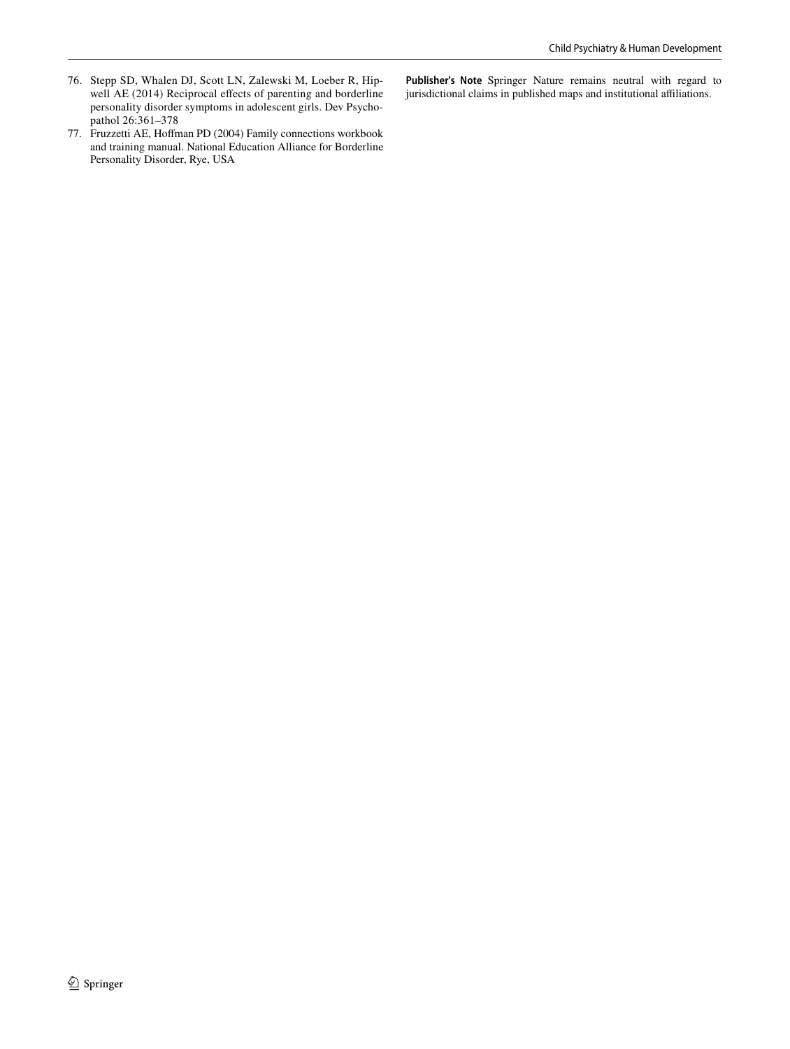76. Stepp SD, Whalen DJ, Scott LN, Zalewski M, Loeber R, Hipwell AE (2014) Reciprocal effects of parenting and borderline personality disorder symptoms in adolescent girls. Dev Psychopathol 26:361–378
77. Fruzzetti AE, Hoffman PD (2004) Family connections workbook and training manual. National Education Alliance for Borderline Personality Disorder, Rye, USA

**Publisher's Note** Springer Nature remains neutral with regard to jurisdictional claims in published maps and institutional affiliations.